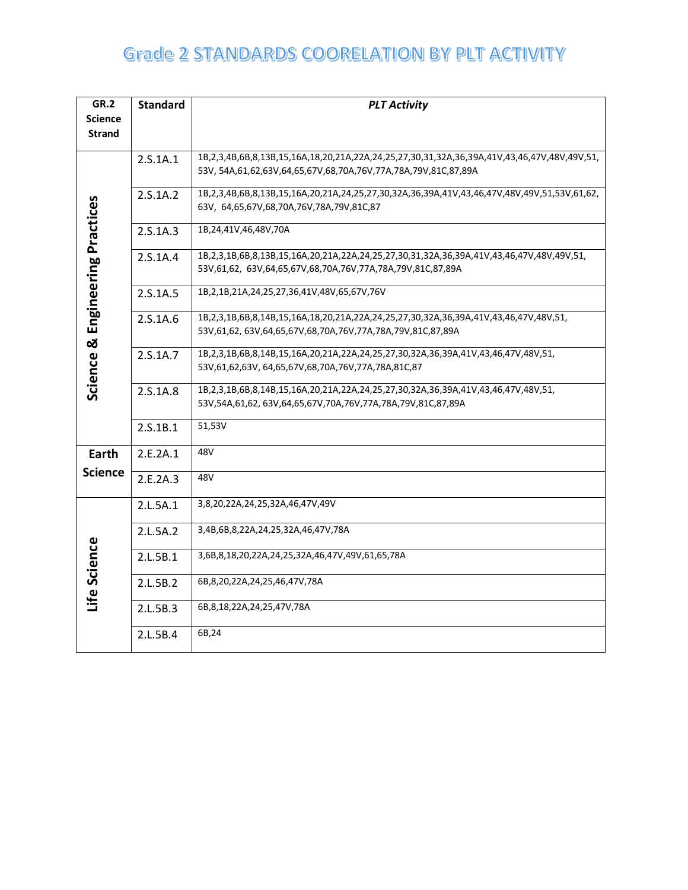# Grade 2 STANDARDS COORELATION BY PLT ACTIVITY

| GR.2 Science Strand | Standard | *PLT Activity* |
|---|---|---|
| Science & Engineering Practices | 2.S.1A.1 | 1B,2,3,4B,6B,8,13B,15,16A,18,20,21A,22A,24,25,27,30,31,32A,36,39A,41V,43,46,47V,48V,49V,51, 53V, 54A,61,62,63V,64,65,67V,68,70A,76V,77A,78A,79V,81C,87,89A |
| | 2.S.1A.2 | 1B,2,3,4B,6B,8,13B,15,16A,20,21A,24,25,27,30,32A,36,39A,41V,43,46,47V,48V,49V,51,53V,61,62, 63V, 64,65,67V,68,70A,76V,78A,79V,81C,87 |
| | 2.S.1A.3 | 1B,24,41V,46,48V,70A |
| | 2.S.1A.4 | 1B,2,3,1B,6B,8,13B,15,16A,20,21A,22A,24,25,27,30,31,32A,36,39A,41V,43,46,47V,48V,49V,51, 53V,61,62, 63V,64,65,67V,68,70A,76V,77A,78A,79V,81C,87,89A |
| | 2.S.1A.5 | 1B,2,1B,21A,24,25,27,36,41V,48V,65,67V,76V |
| | 2.S.1A.6 | 1B,2,3,1B,6B,8,14B,15,16A,18,20,21A,22A,24,25,27,30,32A,36,39A,41V,43,46,47V,48V,51, 53V,61,62, 63V,64,65,67V,68,70A,76V,77A,78A,79V,81C,87,89A |
| | 2.S.1A.7 | 1B,2,3,1B,6B,8,14B,15,16A,20,21A,22A,24,25,27,30,32A,36,39A,41V,43,46,47V,48V,51, 53V,61,62,63V, 64,65,67V,68,70A,76V,77A,78A,81C,87 |
| | 2.S.1A.8 | 1B,2,3,1B,6B,8,14B,15,16A,20,21A,22A,24,25,27,30,32A,36,39A,41V,43,46,47V,48V,51, 53V,54A,61,62, 63V,64,65,67V,70A,76V,77A,78A,79V,81C,87,89A |
| | 2.S.1B.1 | 51,53V |
| Earth Science | 2.E.2A.1 | 48V |
| | 2.E.2A.3 | 48V |
| Life Science | 2.L.5A.1 | 3,8,20,22A,24,25,32A,46,47V,49V |
| | 2.L.5A.2 | 3,4B,6B,8,22A,24,25,32A,46,47V,78A |
| | 2.L.5B.1 | 3,6B,8,18,20,22A,24,25,32A,46,47V,49V,61,65,78A |
| | 2.L.5B.2 | 6B,8,20,22A,24,25,46,47V,78A |
| | 2.L.5B.3 | 6B,8,18,22A,24,25,47V,78A |
| | 2.L.5B.4 | 6B,24 |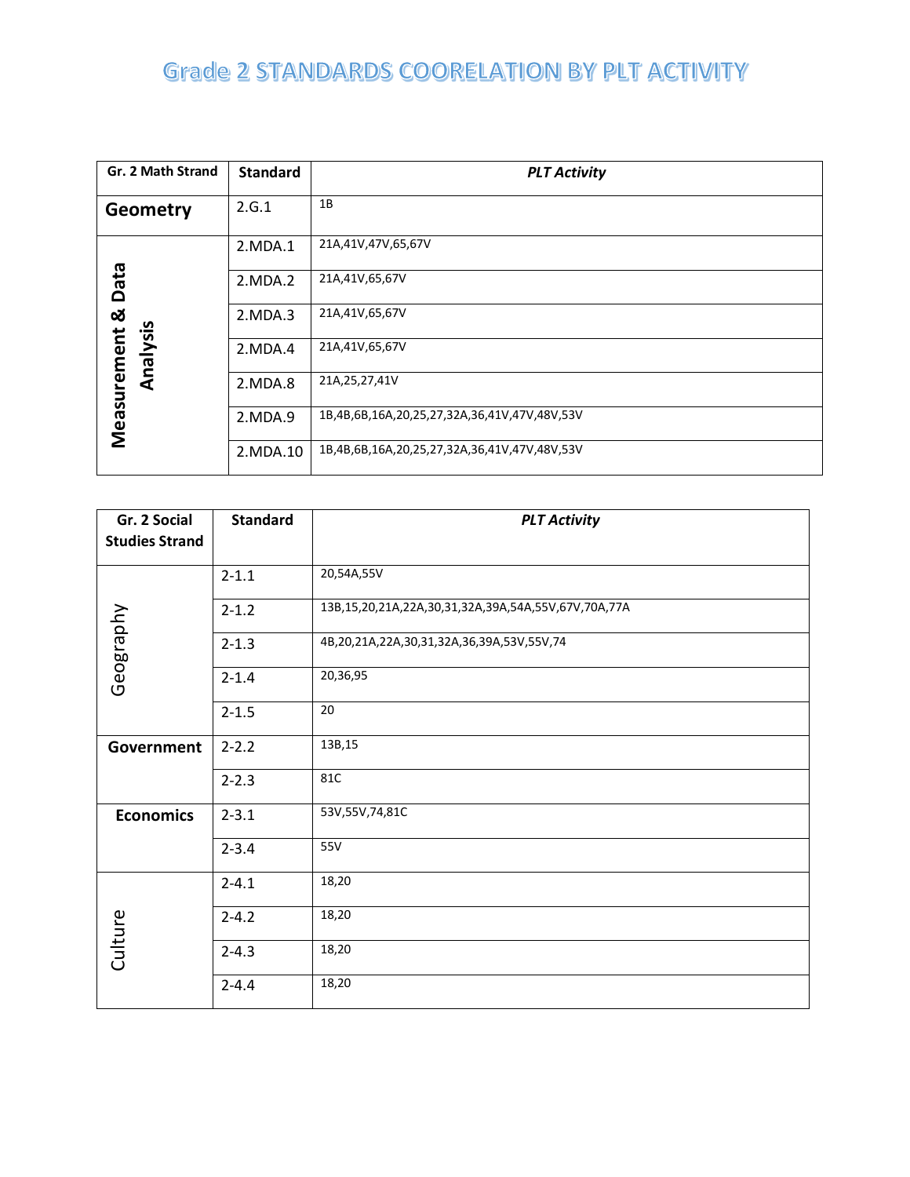# Grade 2 STANDARDS COORELATION BY PLT ACTIVITY

| Gr. 2 Math Strand | Standard | *PLT Activity* |
|---|---|---|
| **Geometry** | 2.G.1 | 1B |
| **Measurement & Data Analysis** | 2.MDA.1 | 21A,41V,47V,65,67V |
| | 2.MDA.2 | 21A,41V,65,67V |
| | 2.MDA.3 | 21A,41V,65,67V |
| | 2.MDA.4 | 21A,41V,65,67V |
| | 2.MDA.8 | 21A,25,27,41V |
| | 2.MDA.9 | 1B,4B,6B,16A,20,25,27,32A,36,41V,47V,48V,53V |
| | 2.MDA.10 | 1B,4B,6B,16A,20,25,27,32A,36,41V,47V,48V,53V |

| Gr. 2 Social Studies Strand | Standard | *PLT Activity* |
|---|---|---|
| Geography | 2-1.1 | 20,54A,55V |
| | 2-1.2 | 13B,15,20,21A,22A,30,31,32A,39A,54A,55V,67V,70A,77A |
| | 2-1.3 | 4B,20,21A,22A,30,31,32A,36,39A,53V,55V,74 |
| | 2-1.4 | 20,36,95 |
| | 2-1.5 | 20 |
| **Government** | 2-2.2 | 13B,15 |
| | 2-2.3 | 81C |
| **Economics** | 2-3.1 | 53V,55V,74,81C |
| | 2-3.4 | 55V |
| Culture | 2-4.1 | 18,20 |
| | 2-4.2 | 18,20 |
| | 2-4.3 | 18,20 |
| | 2-4.4 | 18,20 |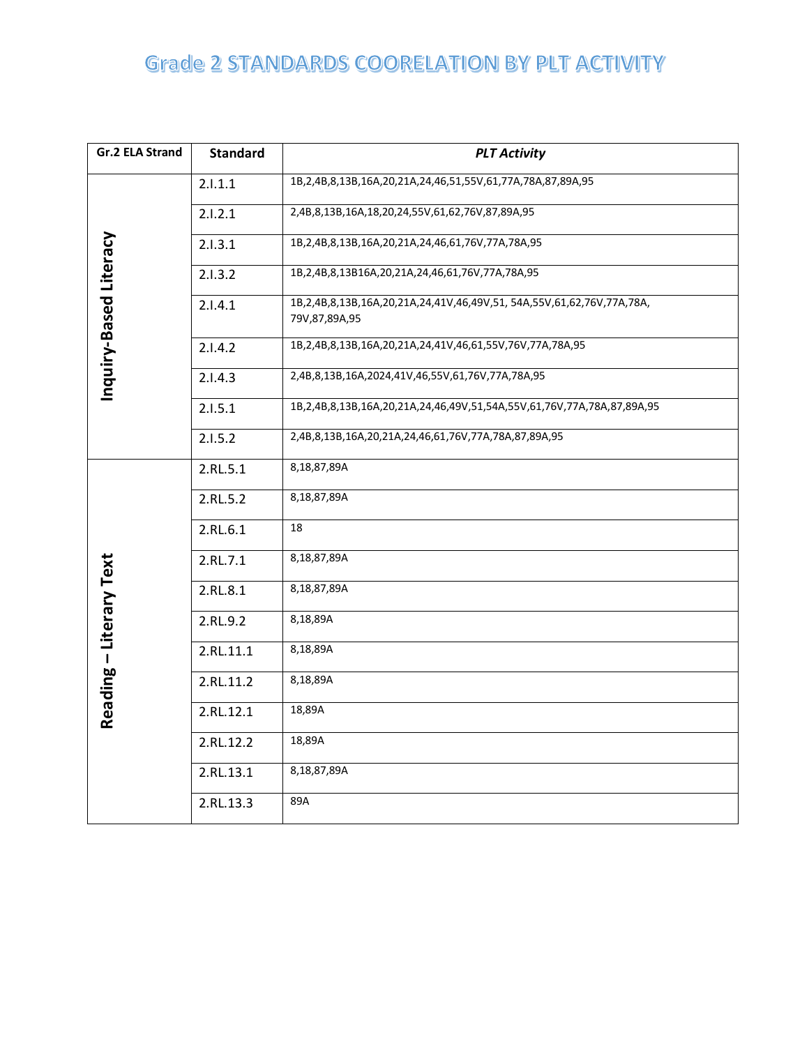# Grade 2 STANDARDS COORELATION BY PLT ACTIVITY

| Gr.2 ELA Strand | Standard | *PLT Activity* |
|---|---|---|
| Inquiry-Based Literacy | 2.I.1.1 | 1B,2,4B,8,13B,16A,20,21A,24,46,51,55V,61,77A,78A,87,89A,95 |
| | 2.I.2.1 | 2,4B,8,13B,16A,18,20,24,55V,61,62,76V,87,89A,95 |
| | 2.I.3.1 | 1B,2,4B,8,13B,16A,20,21A,24,46,61,76V,77A,78A,95 |
| | 2.I.3.2 | 1B,2,4B,8,13B16A,20,21A,24,46,61,76V,77A,78A,95 |
| | 2.I.4.1 | 1B,2,4B,8,13B,16A,20,21A,24,41V,46,49V,51, 54A,55V,61,62,76V,77A,78A, 79V,87,89A,95 |
| | 2.I.4.2 | 1B,2,4B,8,13B,16A,20,21A,24,41V,46,61,55V,76V,77A,78A,95 |
| | 2.I.4.3 | 2,4B,8,13B,16A,2024,41V,46,55V,61,76V,77A,78A,95 |
| | 2.I.5.1 | 1B,2,4B,8,13B,16A,20,21A,24,46,49V,51,54A,55V,61,76V,77A,78A,87,89A,95 |
| | 2.I.5.2 | 2,4B,8,13B,16A,20,21A,24,46,61,76V,77A,78A,87,89A,95 |
| Reading – Literary Text | 2.RL.5.1 | 8,18,87,89A |
| | 2.RL.5.2 | 8,18,87,89A |
| | 2.RL.6.1 | 18 |
| | 2.RL.7.1 | 8,18,87,89A |
| | 2.RL.8.1 | 8,18,87,89A |
| | 2.RL.9.2 | 8,18,89A |
| | 2.RL.11.1 | 8,18,89A |
| | 2.RL.11.2 | 8,18,89A |
| | 2.RL.12.1 | 18,89A |
| | 2.RL.12.2 | 18,89A |
| | 2.RL.13.1 | 8,18,87,89A |
| | 2.RL.13.3 | 89A |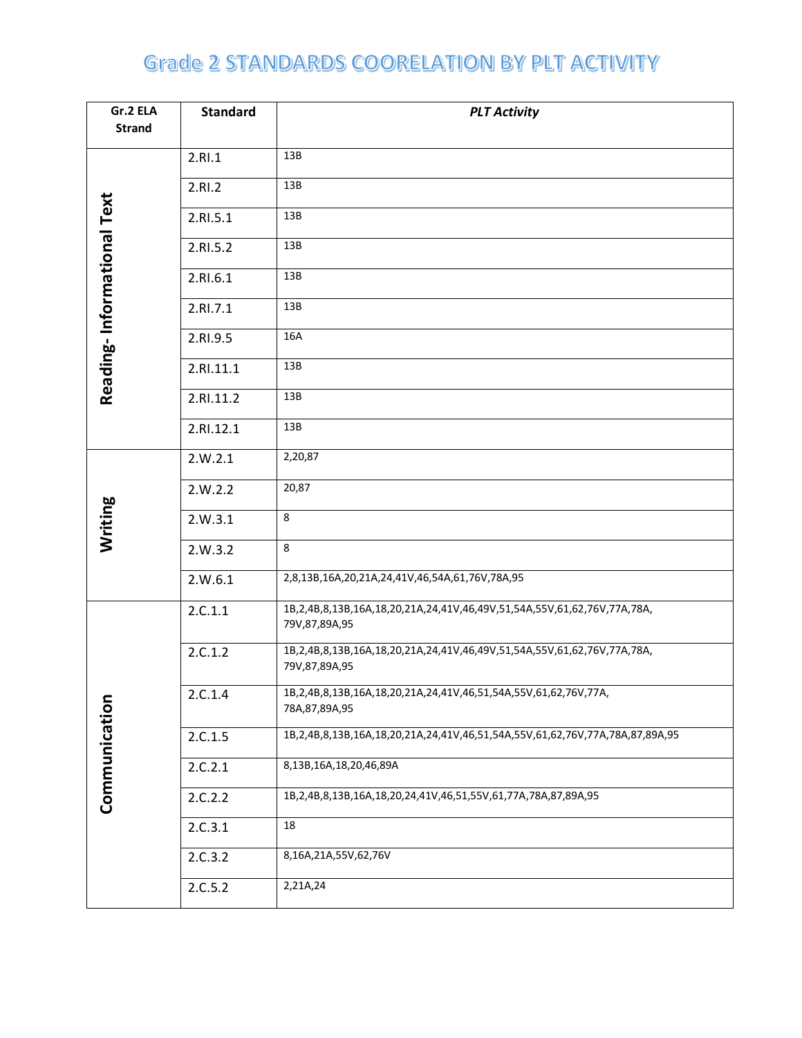# Grade 2 STANDARDS COORELATION BY PLT ACTIVITY

| Gr.2 ELA Strand | Standard | *PLT Activity* |
|---|---|---|
| Reading- Informational Text | 2.RI.1 | 13B |
| | 2.RI.2 | 13B |
| | 2.RI.5.1 | 13B |
| | 2.RI.5.2 | 13B |
| | 2.RI.6.1 | 13B |
| | 2.RI.7.1 | 13B |
| | 2.RI.9.5 | 16A |
| | 2.RI.11.1 | 13B |
| | 2.RI.11.2 | 13B |
| | 2.RI.12.1 | 13B |
| Writing | 2.W.2.1 | 2,20,87 |
| | 2.W.2.2 | 20,87 |
| | 2.W.3.1 | 8 |
| | 2.W.3.2 | 8 |
| | 2.W.6.1 | 2,8,13B,16A,20,21A,24,41V,46,54A,61,76V,78A,95 |
| Communication | 2.C.1.1 | 1B,2,4B,8,13B,16A,18,20,21A,24,41V,46,49V,51,54A,55V,61,62,76V,77A,78A, 79V,87,89A,95 |
| | 2.C.1.2 | 1B,2,4B,8,13B,16A,18,20,21A,24,41V,46,49V,51,54A,55V,61,62,76V,77A,78A, 79V,87,89A,95 |
| | 2.C.1.4 | 1B,2,4B,8,13B,16A,18,20,21A,24,41V,46,51,54A,55V,61,62,76V,77A, 78A,87,89A,95 |
| | 2.C.1.5 | 1B,2,4B,8,13B,16A,18,20,21A,24,41V,46,51,54A,55V,61,62,76V,77A,78A,87,89A,95 |
| | 2.C.2.1 | 8,13B,16A,18,20,46,89A |
| | 2.C.2.2 | 1B,2,4B,8,13B,16A,18,20,24,41V,46,51,55V,61,77A,78A,87,89A,95 |
| | 2.C.3.1 | 18 |
| | 2.C.3.2 | 8,16A,21A,55V,62,76V |
| | 2.C.5.2 | 2,21A,24 |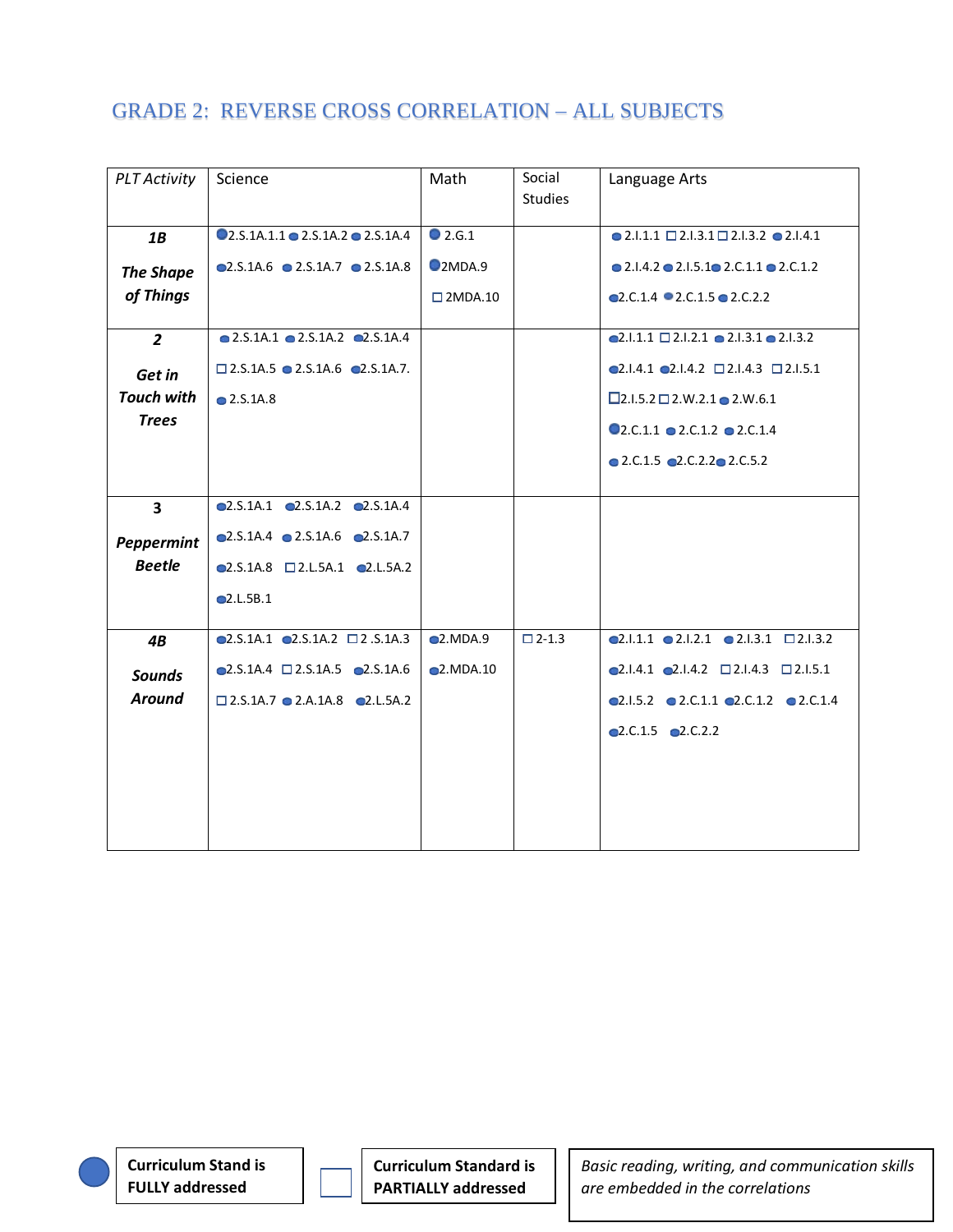# GRADE 2: REVERSE CROSS CORRELATION – ALL SUBJECTS

| PLT Activity | Science | Math | Social Studies | Language Arts |
|---|---|---|---|---|
| ***1B*** ***The Shape of Things*** | ● 2.S.1A.1.1 ● 2.S.1A.2 ● 2.S.1A.4 ● 2.S.1A.6 ● 2.S.1A.7 ● 2.S.1A.8 | ● 2.G.1 ● 2MDA.9 ☐ 2MDA.10 | | ● 2.I.1.1 ☐ 2.I.3.1 ☐ 2.I.3.2 ● 2.I.4.1 ● 2.I.4.2 ● 2.I.5.1 ● 2.C.1.1 ● 2.C.1.2 ● 2.C.1.4 ● 2.C.1.5 ● 2.C.2.2 |
| ***2*** ***Get in Touch with Trees*** | ● 2.S.1A.1 ● 2.S.1A.2 ● 2.S.1A.4 ☐ 2.S.1A.5 ● 2.S.1A.6 ● 2.S.1A.7. ● 2.S.1A.8 | | | ● 2.I.1.1 ☐ 2.I.2.1 ● 2.I.3.1 ● 2.I.3.2 ● 2.I.4.1 ● 2.I.4.2 ☐ 2.I.4.3 ☐ 2.I.5.1 ☐ 2.I.5.2 ☐ 2.W.2.1 ● 2.W.6.1 ● 2.C.1.1 ● 2.C.1.2 ● 2.C.1.4 ● 2.C.1.5 ● 2.C.2.2 ● 2.C.5.2 |
| ***3*** ***Peppermint Beetle*** | ● 2.S.1A.1 ● 2.S.1A.2 ● 2.S.1A.4 ● 2.S.1A.4 ● 2.S.1A.6 ● 2.S.1A.7 ● 2.S.1A.8 ☐ 2.L.5A.1 ● 2.L.5A.2 ● 2.L.5B.1 | | | |
| ***4B*** ***Sounds Around*** | ● 2.S.1A.1 ● 2.S.1A.2 ☐ 2 .S.1A.3 ● 2.S.1A.4 ☐ 2.S.1A.5 ● 2.S.1A.6 ☐ 2.S.1A.7 ● 2.A.1A.8 ● 2.L.5A.2 | ● 2.MDA.9 ● 2.MDA.10 | ☐ 2-1.3 | ● 2.I.1.1 ● 2.I.2.1 ● 2.I.3.1 ☐ 2.I.3.2 ● 2.I.4.1 ● 2.I.4.2 ☐ 2.I.4.3 ☐ 2.I.5.1 ● 2.I.5.2 ● 2.C.1.1 ● 2.C.1.2 ● 2.C.1.4 ● 2.C.1.5 ● 2.C.2.2 |

● **Curriculum Stand is FULLY addressed**

☐ **Curriculum Standard is PARTIALLY addressed**

*Basic reading, writing, and communication skills are embedded in the correlations*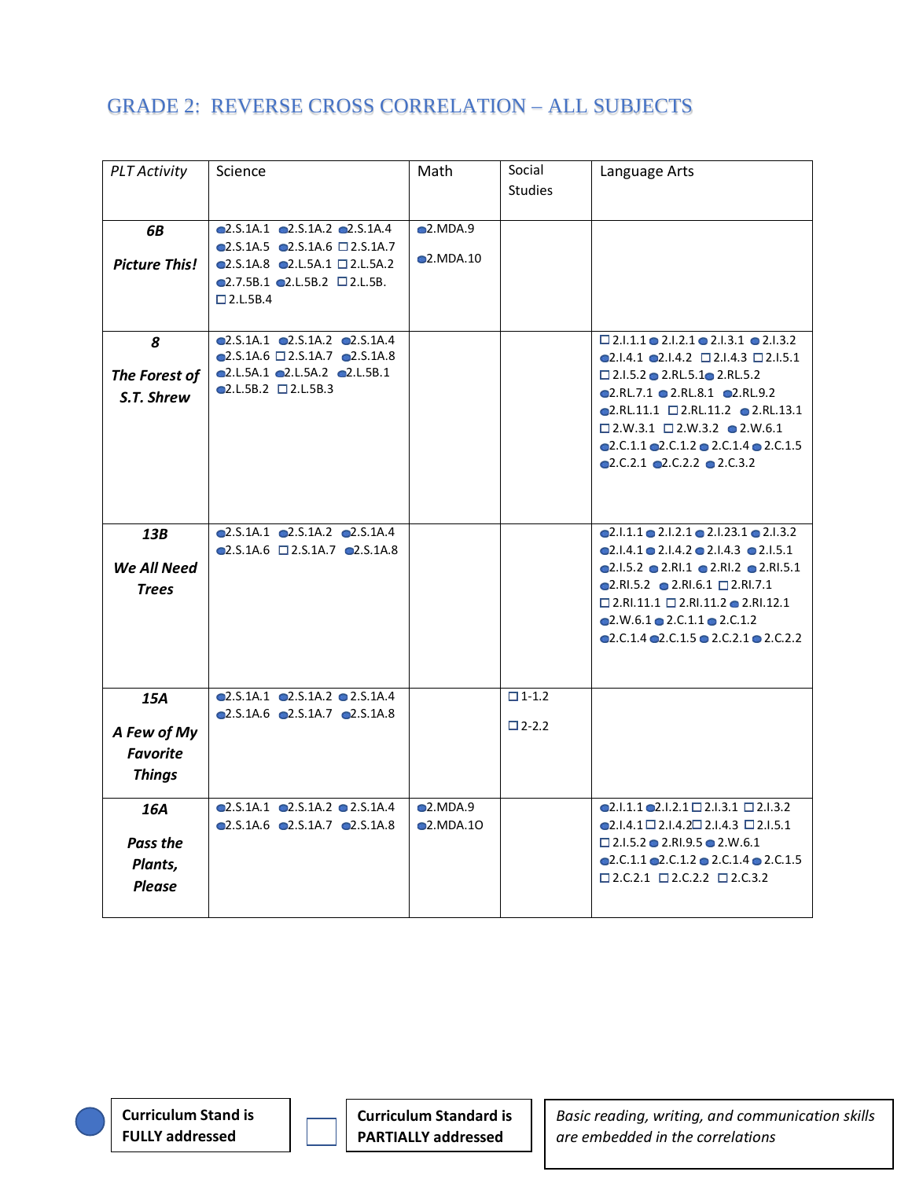# GRADE 2: REVERSE CROSS CORRELATION – ALL SUBJECTS

| *PLT Activity* | Science | Math | Social Studies | Language Arts |
|---|---|---|---|---|
| ***6B*** ***Picture This!*** | ●2.S.1A.1 ●2.S.1A.2 ●2.S.1A.4 ●2.S.1A.5 ●2.S.1A.6 □2.S.1A.7 ●2.S.1A.8 ●2.L.5A.1 □2.L.5A.2 ●2.7.5B.1 ●2.L.5B.2 □2.L.5B. □2.L.5B.4 | ●2.MDA.9 ●2.MDA.10 | | |
| ***8*** ***The Forest of S.T. Shrew*** | ●2.S.1A.1 ●2.S.1A.2 ●2.S.1A.4 ●2.S.1A.6 □2.S.1A.7 ●2.S.1A.8 ●2.L.5A.1 ●2.L.5A.2 ●2.L.5B.1 ●2.L.5B.2 □2.L.5B.3 | | | □2.I.1.1 ●2.I.2.1 ●2.I.3.1 ●2.I.3.2 ●2.I.4.1 ●2.I.4.2 □2.I.4.3 □2.I.5.1 □2.I.5.2 ●2.RL.5.1 ●2.RL.5.2 ●2.RL.7.1 ●2.RL.8.1 ●2.RL.9.2 ●2.RL.11.1 □2.RL.11.2 ●2.RL.13.1 □2.W.3.1 □2.W.3.2 ●2.W.6.1 ●2.C.1.1 ●2.C.1.2 ●2.C.1.4 ●2.C.1.5 ●2.C.2.1 ●2.C.2.2 ●2.C.3.2 |
| ***13B*** ***We All Need Trees*** | ●2.S.1A.1 ●2.S.1A.2 ●2.S.1A.4 ●2.S.1A.6 □2.S.1A.7 ●2.S.1A.8 | | | ●2.I.1.1 ●2.I.2.1 ●2.I.23.1 ●2.I.3.2 ●2.I.4.1 ●2.I.4.2 ●2.I.4.3 ●2.I.5.1 ●2.I.5.2 ●2.RI.1 ●2.RI.2 ●2.RI.5.1 ●2.RI.5.2 ●2.RI.6.1 □2.RI.7.1 □2.RI.11.1 □2.RI.11.2 ●2.RI.12.1 ●2.W.6.1 ●2.C.1.1 ●2.C.1.2 ●2.C.1.4 ●2.C.1.5 ●2.C.2.1 ●2.C.2.2 |
| ***15A*** ***A Few of My Favorite Things*** | ●2.S.1A.1 ●2.S.1A.2 ●2.S.1A.4 ●2.S.1A.6 ●2.S.1A.7 ●2.S.1A.8 | | □1-1.2 □2-2.2 | |
| ***16A*** ***Pass the Plants, Please*** | ●2.S.1A.1 ●2.S.1A.2 ●2.S.1A.4 ●2.S.1A.6 ●2.S.1A.7 ●2.S.1A.8 | ●2.MDA.9 ●2.MDA.1O | | ●2.I.1.1 ●2.I.2.1 □2.I.3.1 □2.I.3.2 ●2.I.4.1 □2.I.4.2 □2.I.4.3 □2.I.5.1 □2.I.5.2 ●2.RI.9.5 ●2.W.6.1 ●2.C.1.1 ●2.C.1.2 ●2.C.1.4 ●2.C.1.5 □2.C.2.1 □2.C.2.2 □2.C.3.2 |

● **Curriculum Stand is FULLY addressed**

□ **Curriculum Standard is PARTIALLY addressed**

*Basic reading, writing, and communication skills are embedded in the correlations*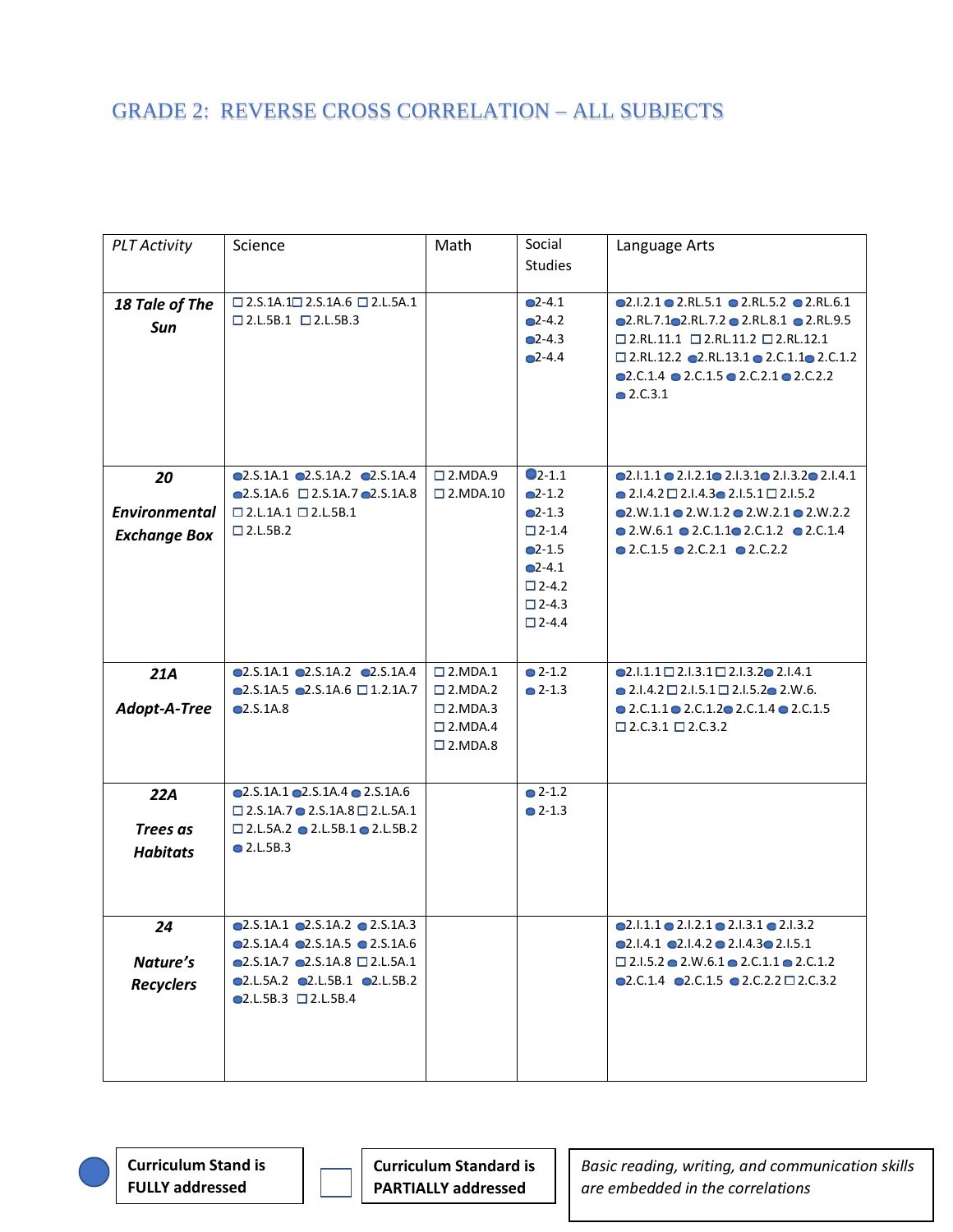# GRADE 2: REVERSE CROSS CORRELATION – ALL SUBJECTS

| *PLT Activity* | Science | Math | Social Studies | Language Arts |
|---|---|---|---|---|
| ***18 Tale of The Sun*** | ☐ 2.S.1A.1 ☐ 2.S.1A.6 ☐ 2.L.5A.1 ☐ 2.L.5B.1 ☐ 2.L.5B.3 | | ● 2-4.1 ● 2-4.2 ● 2-4.3 ● 2-4.4 | ● 2.I.2.1 ● 2.RL.5.1 ● 2.RL.5.2 ● 2.RL.6.1 ● 2.RL.7.1 ● 2.RL.7.2 ● 2.RL.8.1 ● 2.RL.9.5 ☐ 2.RL.11.1 ☐ 2.RL.11.2 ☐ 2.RL.12.1 ☐ 2.RL.12.2 ● 2.RL.13.1 ● 2.C.1.1 ● 2.C.1.2 ● 2.C.1.4 ● 2.C.1.5 ● 2.C.2.1 ● 2.C.2.2 ● 2.C.3.1 |
| ***20 Environmental Exchange Box*** | ● 2.S.1A.1 ● 2.S.1A.2 ● 2.S.1A.4 ● 2.S.1A.6 ☐ 2.S.1A.7 ● 2.S.1A.8 ☐ 2.L.1A.1 ☐ 2.L.5B.1 ☐ 2.L.5B.2 | ☐ 2.MDA.9 ☐ 2.MDA.10 | ● 2-1.1 ● 2-1.2 ● 2-1.3 ☐ 2-1.4 ● 2-1.5 ● 2-4.1 ☐ 2-4.2 ☐ 2-4.3 ☐ 2-4.4 | ● 2.I.1.1 ● 2.I.2.1 ● 2.I.3.1 ● 2.I.3.2 ● 2.I.4.1 ● 2.I.4.2 ☐ 2.I.4.3 ● 2.I.5.1 ☐ 2.I.5.2 ● 2.W.1.1 ● 2.W.1.2 ● 2.W.2.1 ● 2.W.2.2 ● 2.W.6.1 ● 2.C.1.1 ● 2.C.1.2 ● 2.C.1.4 ● 2.C.1.5 ● 2.C.2.1 ● 2.C.2.2 |
| ***21A Adopt-A-Tree*** | ● 2.S.1A.1 ● 2.S.1A.2 ● 2.S.1A.4 ● 2.S.1A.5 ● 2.S.1A.6 ☐ 1.2.1A.7 ● 2.S.1A.8 | ☐ 2.MDA.1 ☐ 2.MDA.2 ☐ 2.MDA.3 ☐ 2.MDA.4 ☐ 2.MDA.8 | ● 2-1.2 ● 2-1.3 | ● 2.I.1.1 ☐ 2.I.3.1 ☐ 2.I.3.2 ● 2.I.4.1 ● 2.I.4.2 ☐ 2.I.5.1 ☐ 2.I.5.2 ● 2.W.6. ● 2.C.1.1 ● 2.C.1.2 ● 2.C.1.4 ● 2.C.1.5 ☐ 2.C.3.1 ☐ 2.C.3.2 |
| ***22A Trees as Habitats*** | ● 2.S.1A.1 ● 2.S.1A.4 ● 2.S.1A.6 ☐ 2.S.1A.7 ● 2.S.1A.8 ☐ 2.L.5A.1 ☐ 2.L.5A.2 ● 2.L.5B.1 ● 2.L.5B.2 ● 2.L.5B.3 | | ● 2-1.2 ● 2-1.3 | |
| ***24 Nature's Recyclers*** | ● 2.S.1A.1 ● 2.S.1A.2 ● 2.S.1A.3 ● 2.S.1A.4 ● 2.S.1A.5 ● 2.S.1A.6 ● 2.S.1A.7 ● 2.S.1A.8 ☐ 2.L.5A.1 ● 2.L.5A.2 ● 2.L.5B.1 ● 2.L.5B.2 ● 2.L.5B.3 ☐ 2.L.5B.4 | | | ● 2.I.1.1 ● 2.I.2.1 ● 2.I.3.1 ● 2.I.3.2 ● 2.I.4.1 ● 2.I.4.2 ● 2.I.4.3 ● 2.I.5.1 ☐ 2.I.5.2 ● 2.W.6.1 ● 2.C.1.1 ● 2.C.1.2 ● 2.C.1.4 ● 2.C.1.5 ● 2.C.2.2 ☐ 2.C.3.2 |

● **Curriculum Stand is FULLY addressed**

☐ **Curriculum Standard is PARTIALLY addressed**

*Basic reading, writing, and communication skills are embedded in the correlations*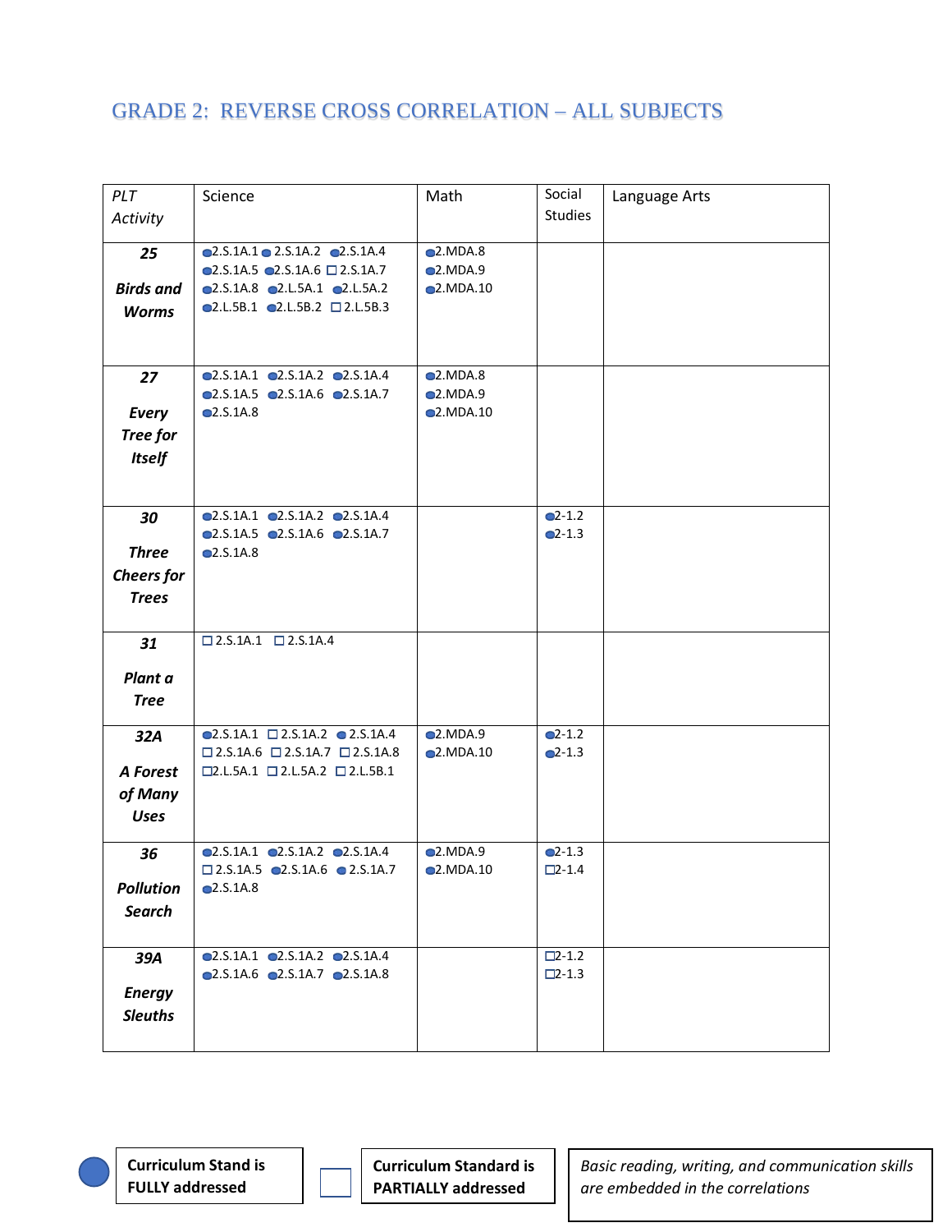# GRADE 2: REVERSE CROSS CORRELATION – ALL SUBJECTS

| *PLT Activity* | Science | Math | Social Studies | Language Arts |
|---|---|---|---|---|
| ***25 Birds and Worms*** | ● 2.S.1A.1 ● 2.S.1A.2 ● 2.S.1A.4 ● 2.S.1A.5 ● 2.S.1A.6 ☐ 2.S.1A.7 ● 2.S.1A.8 ● 2.L.5A.1 ● 2.L.5A.2 ● 2.L.5B.1 ● 2.L.5B.2 ☐ 2.L.5B.3 | ● 2.MDA.8 ● 2.MDA.9 ● 2.MDA.10 | | |
| ***27 Every Tree for Itself*** | ● 2.S.1A.1 ● 2.S.1A.2 ● 2.S.1A.4 ● 2.S.1A.5 ● 2.S.1A.6 ● 2.S.1A.7 ● 2.S.1A.8 | ● 2.MDA.8 ● 2.MDA.9 ● 2.MDA.10 | | |
| ***30 Three Cheers for Trees*** | ● 2.S.1A.1 ● 2.S.1A.2 ● 2.S.1A.4 ● 2.S.1A.5 ● 2.S.1A.6 ● 2.S.1A.7 ● 2.S.1A.8 | | ● 2-1.2 ● 2-1.3 | |
| ***31 Plant a Tree*** | ☐ 2.S.1A.1 ☐ 2.S.1A.4 | | | |
| ***32A A Forest of Many Uses*** | ● 2.S.1A.1 ☐ 2.S.1A.2 ● 2.S.1A.4 ☐ 2.S.1A.6 ☐ 2.S.1A.7 ☐ 2.S.1A.8 ☐ 2.L.5A.1 ☐ 2.L.5A.2 ☐ 2.L.5B.1 | ● 2.MDA.9 ● 2.MDA.10 | ● 2-1.2 ● 2-1.3 | |
| ***36 Pollution Search*** | ● 2.S.1A.1 ● 2.S.1A.2 ● 2.S.1A.4 ☐ 2.S.1A.5 ● 2.S.1A.6 ● 2.S.1A.7 ● 2.S.1A.8 | ● 2.MDA.9 ● 2.MDA.10 | ● 2-1.3 ☐ 2-1.4 | |
| ***39A Energy Sleuths*** | ● 2.S.1A.1 ● 2.S.1A.2 ● 2.S.1A.4 ● 2.S.1A.6 ● 2.S.1A.7 ● 2.S.1A.8 | | ☐ 2-1.2 ☐ 2-1.3 | |

● **Curriculum Stand is FULLY addressed**

☐ **Curriculum Standard is PARTIALLY addressed**

*Basic reading, writing, and communication skills are embedded in the correlations*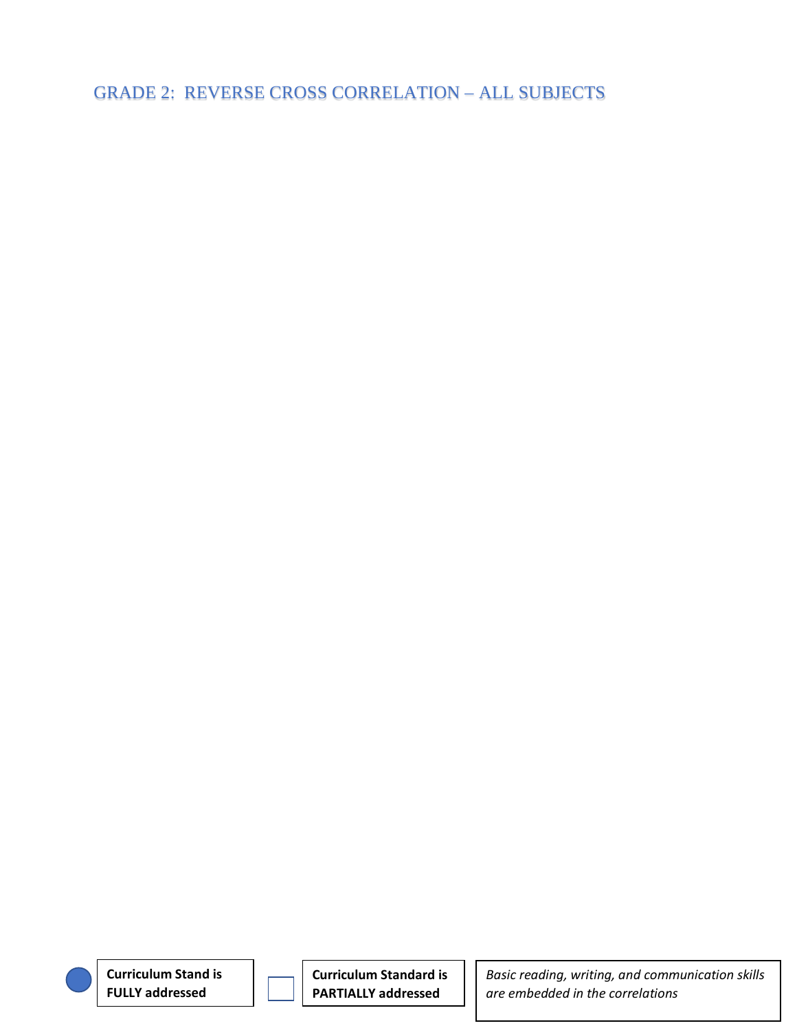# GRADE 2: REVERSE CROSS CORRELATION – ALL SUBJECTS

| | | | |
|---|---|---|---|
| ● | **Curriculum Stand is FULLY addressed** | ☐ | **Curriculum Standard is PARTIALLY addressed** |

*Basic reading, writing, and communication skills are embedded in the correlations*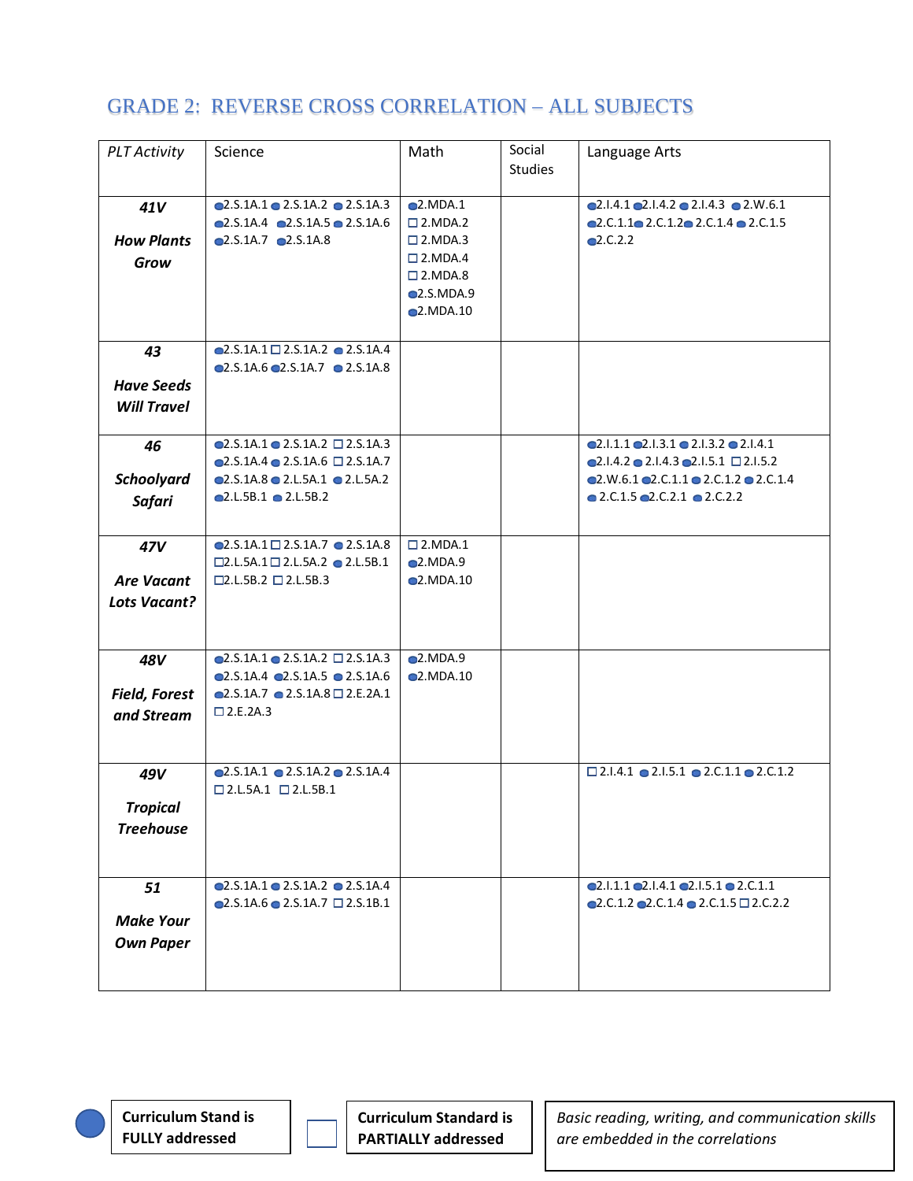# GRADE 2: REVERSE CROSS CORRELATION – ALL SUBJECTS

| *PLT Activity* | Science | Math | Social Studies | Language Arts |
|---|---|---|---|---|
| ***41V How Plants Grow*** | ●2.S.1A.1 ●2.S.1A.2 ●2.S.1A.3 ●2.S.1A.4 ●2.S.1A.5 ●2.S.1A.6 ●2.S.1A.7 ●2.S.1A.8 | ●2.MDA.1 ☐2.MDA.2 ☐2.MDA.3 ☐2.MDA.4 ☐2.MDA.8 ●2.S.MDA.9 ●2.MDA.10 | | ●2.I.4.1 ●2.I.4.2 ●2.I.4.3 ●2.W.6.1 ●2.C.1.1 ●2.C.1.2 ●2.C.1.4 ●2.C.1.5 ●2.C.2.2 |
| ***43 Have Seeds Will Travel*** | ●2.S.1A.1 ☐2.S.1A.2 ●2.S.1A.4 ●2.S.1A.6 ●2.S.1A.7 ●2.S.1A.8 | | | |
| ***46 Schoolyard Safari*** | ●2.S.1A.1 ●2.S.1A.2 ☐2.S.1A.3 ●2.S.1A.4 ●2.S.1A.6 ☐2.S.1A.7 ●2.S.1A.8 ●2.L.5A.1 ●2.L.5A.2 ●2.L.5B.1 ●2.L.5B.2 | | | ●2.I.1.1 ●2.I.3.1 ●2.I.3.2 ●2.I.4.1 ●2.I.4.2 ●2.I.4.3 ●2.I.5.1 ☐2.I.5.2 ●2.W.6.1 ●2.C.1.1 ●2.C.1.2 ●2.C.1.4 ●2.C.1.5 ●2.C.2.1 ●2.C.2.2 |
| ***47V Are Vacant Lots Vacant?*** | ●2.S.1A.1 ☐2.S.1A.7 ●2.S.1A.8 ☐2.L.5A.1 ☐2.L.5A.2 ●2.L.5B.1 ☐2.L.5B.2 ☐2.L.5B.3 | ☐2.MDA.1 ●2.MDA.9 ●2.MDA.10 | | |
| ***48V Field, Forest and Stream*** | ●2.S.1A.1 ●2.S.1A.2 ☐2.S.1A.3 ●2.S.1A.4 ●2.S.1A.5 ●2.S.1A.6 ●2.S.1A.7 ●2.S.1A.8 ☐2.E.2A.1 ☐2.E.2A.3 | ●2.MDA.9 ●2.MDA.10 | | |
| ***49V Tropical Treehouse*** | ●2.S.1A.1 ●2.S.1A.2 ●2.S.1A.4 ☐2.L.5A.1 ☐2.L.5B.1 | | | ☐2.I.4.1 ●2.I.5.1 ●2.C.1.1 ●2.C.1.2 |
| ***51 Make Your Own Paper*** | ●2.S.1A.1 ●2.S.1A.2 ●2.S.1A.4 ●2.S.1A.6 ●2.S.1A.7 ☐2.S.1B.1 | | | ●2.I.1.1 ●2.I.4.1 ●2.I.5.1 ●2.C.1.1 ●2.C.1.2 ●2.C.1.4 ●2.C.1.5 ☐2.C.2.2 |

● **Curriculum Stand is FULLY addressed**

☐ **Curriculum Standard is PARTIALLY addressed**

*Basic reading, writing, and communication skills are embedded in the correlations*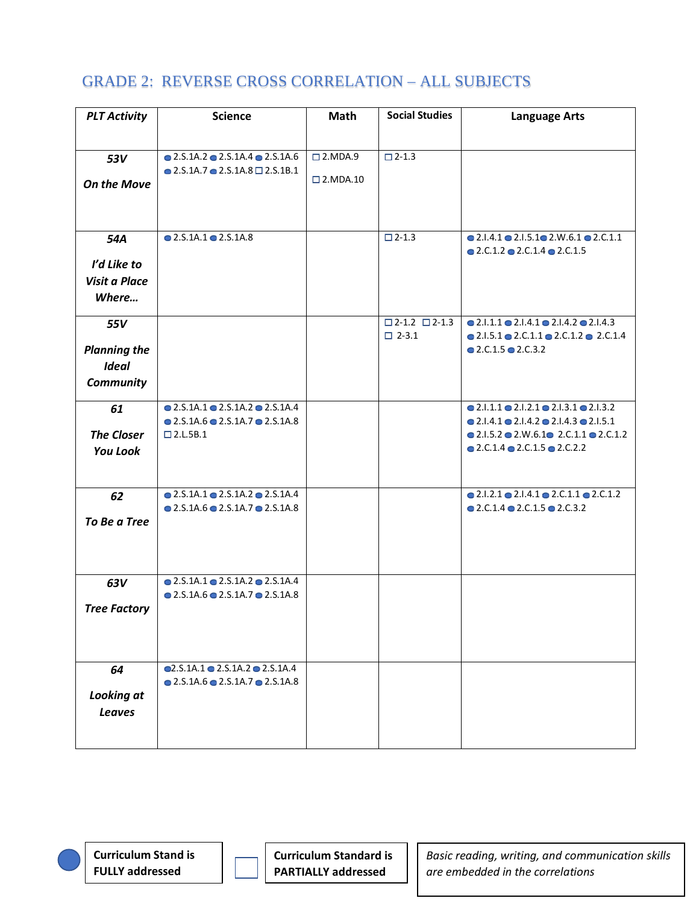## GRADE 2: REVERSE CROSS CORRELATION – ALL SUBJECTS

| PLT Activity | Science | Math | Social Studies | Language Arts |
|---|---|---|---|---|
| **53V** *On the Move* | ● 2.S.1A.2 ● 2.S.1A.4 ● 2.S.1A.6 ● 2.S.1A.7 ● 2.S.1A.8 ☐ 2.S.1B.1 | ☐ 2.MDA.9 ☐ 2.MDA.10 | ☐ 2-1.3 | |
| **54A** *I'd Like to Visit a Place Where…* | ● 2.S.1A.1 ● 2.S.1A.8 | | ☐ 2-1.3 | ● 2.I.4.1 ● 2.I.5.1 ● 2.W.6.1 ● 2.C.1.1 ● 2.C.1.2 ● 2.C.1.4 ● 2.C.1.5 |
| **55V** *Planning the Ideal Community* | | | ☐ 2-1.2 ☐ 2-1.3 ☐ 2-3.1 | ● 2.I.1.1 ● 2.I.4.1 ● 2.I.4.2 ● 2.I.4.3 ● 2.I.5.1 ● 2.C.1.1 ● 2.C.1.2 ● 2.C.1.4 ● 2.C.1.5 ● 2.C.3.2 |
| **61** *The Closer You Look* | ● 2.S.1A.1 ● 2.S.1A.2 ● 2.S.1A.4 ● 2.S.1A.6 ● 2.S.1A.7 ● 2.S.1A.8 ☐ 2.L.5B.1 | | | ● 2.I.1.1 ● 2.I.2.1 ● 2.I.3.1 ● 2.I.3.2 ● 2.I.4.1 ● 2.I.4.2 ● 2.I.4.3 ● 2.I.5.1 ● 2.I.5.2 ● 2.W.6.1 ● 2.C.1.1 ● 2.C.1.2 ● 2.C.1.4 ● 2.C.1.5 ● 2.C.2.2 |
| **62** *To Be a Tree* | ● 2.S.1A.1 ● 2.S.1A.2 ● 2.S.1A.4 ● 2.S.1A.6 ● 2.S.1A.7 ● 2.S.1A.8 | | | ● 2.I.2.1 ● 2.I.4.1 ● 2.C.1.1 ● 2.C.1.2 ● 2.C.1.4 ● 2.C.1.5 ● 2.C.3.2 |
| **63V** *Tree Factory* | ● 2.S.1A.1 ● 2.S.1A.2 ● 2.S.1A.4 ● 2.S.1A.6 ● 2.S.1A.7 ● 2.S.1A.8 | | | |
| **64** *Looking at Leaves* | ● 2.S.1A.1 ● 2.S.1A.2 ● 2.S.1A.4 ● 2.S.1A.6 ● 2.S.1A.7 ● 2.S.1A.8 | | | |

● **Curriculum Stand is FULLY addressed**

☐ **Curriculum Standard is PARTIALLY addressed**

*Basic reading, writing, and communication skills are embedded in the correlations*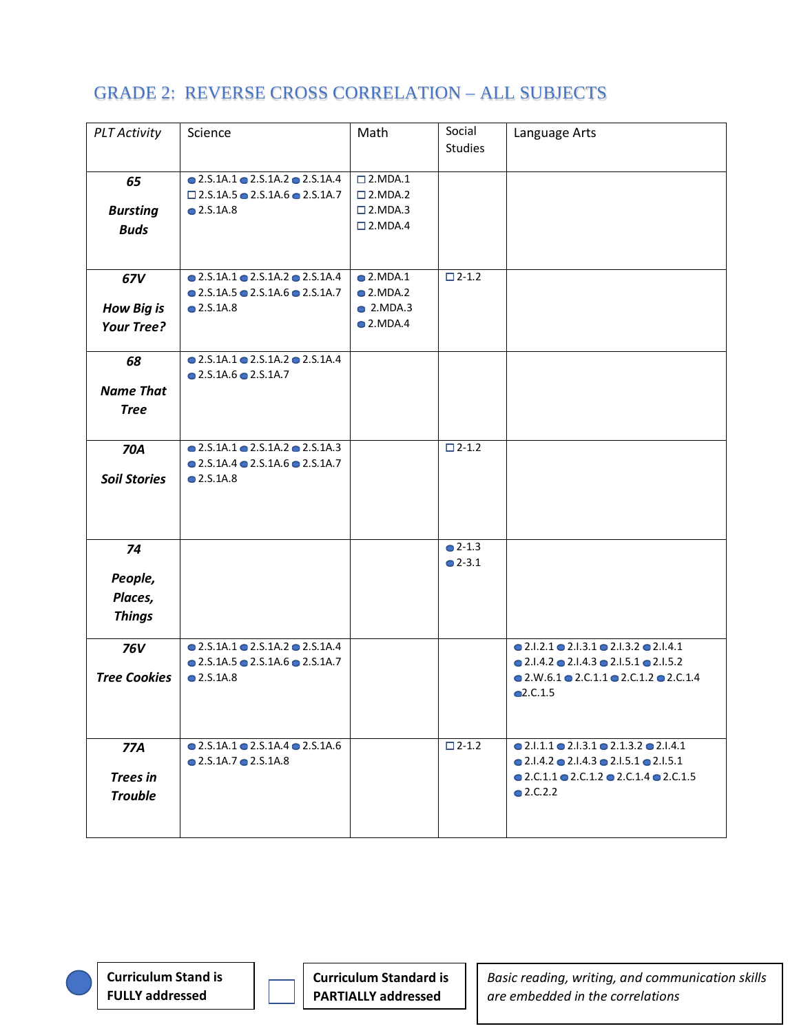## GRADE 2: REVERSE CROSS CORRELATION – ALL SUBJECTS

| *PLT Activity* | Science | Math | Social Studies | Language Arts |
|---|---|---|---|---|
| ***65*** ***Bursting Buds*** | ● 2.S.1A.1 ● 2.S.1A.2 ● 2.S.1A.4 ☐ 2.S.1A.5 ● 2.S.1A.6 ● 2.S.1A.7 ● 2.S.1A.8 | ☐ 2.MDA.1 ☐ 2.MDA.2 ☐ 2.MDA.3 ☐ 2.MDA.4 | | |
| ***67V*** ***How Big is Your Tree?*** | ● 2.S.1A.1 ● 2.S.1A.2 ● 2.S.1A.4 ● 2.S.1A.5 ● 2.S.1A.6 ● 2.S.1A.7 ● 2.S.1A.8 | ● 2.MDA.1 ● 2.MDA.2 ● 2.MDA.3 ● 2.MDA.4 | ☐ 2-1.2 | |
| ***68*** ***Name That Tree*** | ● 2.S.1A.1 ● 2.S.1A.2 ● 2.S.1A.4 ● 2.S.1A.6 ● 2.S.1A.7 | | | |
| ***70A*** ***Soil Stories*** | ● 2.S.1A.1 ● 2.S.1A.2 ● 2.S.1A.3 ● 2.S.1A.4 ● 2.S.1A.6 ● 2.S.1A.7 ● 2.S.1A.8 | | ☐ 2-1.2 | |
| ***74*** ***People, Places, Things*** | | | ● 2-1.3 ● 2-3.1 | |
| ***76V*** ***Tree Cookies*** | ● 2.S.1A.1 ● 2.S.1A.2 ● 2.S.1A.4 ● 2.S.1A.5 ● 2.S.1A.6 ● 2.S.1A.7 ● 2.S.1A.8 | | | ● 2.I.2.1 ● 2.I.3.1 ● 2.I.3.2 ● 2.I.4.1 ● 2.I.4.2 ● 2.I.4.3 ● 2.I.5.1 ● 2.I.5.2 ● 2.W.6.1 ● 2.C.1.1 ● 2.C.1.2 ● 2.C.1.4 ● 2.C.1.5 |
| ***77A*** ***Trees in Trouble*** | ● 2.S.1A.1 ● 2.S.1A.4 ● 2.S.1A.6 ● 2.S.1A.7 ● 2.S.1A.8 | | ☐ 2-1.2 | ● 2.I.1.1 ● 2.I.3.1 ● 2.1.3.2 ● 2.I.4.1 ● 2.I.4.2 ● 2.I.4.3 ● 2.I.5.1 ● 2.I.5.1 ● 2.C.1.1 ● 2.C.1.2 ● 2.C.1.4 ● 2.C.1.5 ● 2.C.2.2 |

● **Curriculum Stand is FULLY addressed**

☐ **Curriculum Standard is PARTIALLY addressed**

*Basic reading, writing, and communication skills are embedded in the correlations*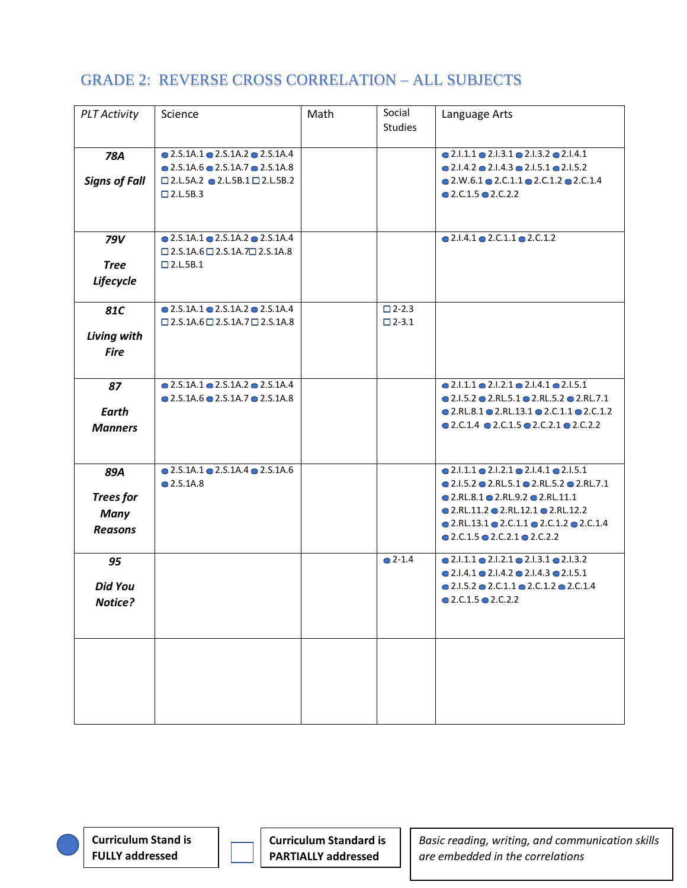# GRADE 2: REVERSE CROSS CORRELATION – ALL SUBJECTS

| *PLT Activity* | Science | Math | Social Studies | Language Arts |
|---|---|---|---|---|
| ***78A*** ***Signs of Fall*** | ● 2.S.1A.1 ● 2.S.1A.2 ● 2.S.1A.4 ● 2.S.1A.6 ● 2.S.1A.7 ● 2.S.1A.8 ☐ 2.L.5A.2 ● 2.L.5B.1 ☐ 2.L.5B.2 ☐ 2.L.5B.3 | | | ● 2.I.1.1 ● 2.I.3.1 ● 2.I.3.2 ● 2.I.4.1 ● 2.I.4.2 ● 2.I.4.3 ● 2.I.5.1 ● 2.I.5.2 ● 2.W.6.1 ● 2.C.1.1 ● 2.C.1.2 ● 2.C.1.4 ● 2.C.1.5 ● 2.C.2.2 |
| ***79V*** ***Tree Lifecycle*** | ● 2.S.1A.1 ● 2.S.1A.2 ● 2.S.1A.4 ☐ 2.S.1A.6 ☐ 2.S.1A.7 ☐ 2.S.1A.8 ☐ 2.L.5B.1 | | | ● 2.I.4.1 ● 2.C.1.1 ● 2.C.1.2 |
| ***81C*** ***Living with Fire*** | ● 2.S.1A.1 ● 2.S.1A.2 ● 2.S.1A.4 ☐ 2.S.1A.6 ☐ 2.S.1A.7 ☐ 2.S.1A.8 | | ☐ 2-2.3 ☐ 2-3.1 | |
| ***87*** ***Earth Manners*** | ● 2.S.1A.1 ● 2.S.1A.2 ● 2.S.1A.4 ● 2.S.1A.6 ● 2.S.1A.7 ● 2.S.1A.8 | | | ● 2.I.1.1 ● 2.I.2.1 ● 2.I.4.1 ● 2.I.5.1 ● 2.I.5.2 ● 2.RL.5.1 ● 2.RL.5.2 ● 2.RL.7.1 ● 2.RL.8.1 ● 2.RL.13.1 ● 2.C.1.1 ● 2.C.1.2 ● 2.C.1.4 ● 2.C.1.5 ● 2.C.2.1 ● 2.C.2.2 |
| ***89A*** ***Trees for Many Reasons*** | ● 2.S.1A.1 ● 2.S.1A.4 ● 2.S.1A.6 ● 2.S.1A.8 | | | ● 2.I.1.1 ● 2.I.2.1 ● 2.I.4.1 ● 2.I.5.1 ● 2.I.5.2 ● 2.RL.5.1 ● 2.RL.5.2 ● 2.RL.7.1 ● 2.RL.8.1 ● 2.RL.9.2 ● 2.RL.11.1 ● 2.RL.11.2 ● 2.RL.12.1 ● 2.RL.12.2 ● 2.RL.13.1 ● 2.C.1.1 ● 2.C.1.2 ● 2.C.1.4 ● 2.C.1.5 ● 2.C.2.1 ● 2.C.2.2 |
| ***95*** ***Did You Notice?*** | | | ● 2-1.4 | ● 2.I.1.1 ● 2.I.2.1 ● 2.I.3.1 ● 2.I.3.2 ● 2.I.4.1 ● 2.I.4.2 ● 2.I.4.3 ● 2.I.5.1 ● 2.I.5.2 ● 2.C.1.1 ● 2.C.1.2 ● 2.C.1.4 ● 2.C.1.5 ● 2.C.2.2 |
| | | | | |

● **Curriculum Stand is FULLY addressed**

☐ **Curriculum Standard is PARTIALLY addressed**

*Basic reading, writing, and communication skills are embedded in the correlations*